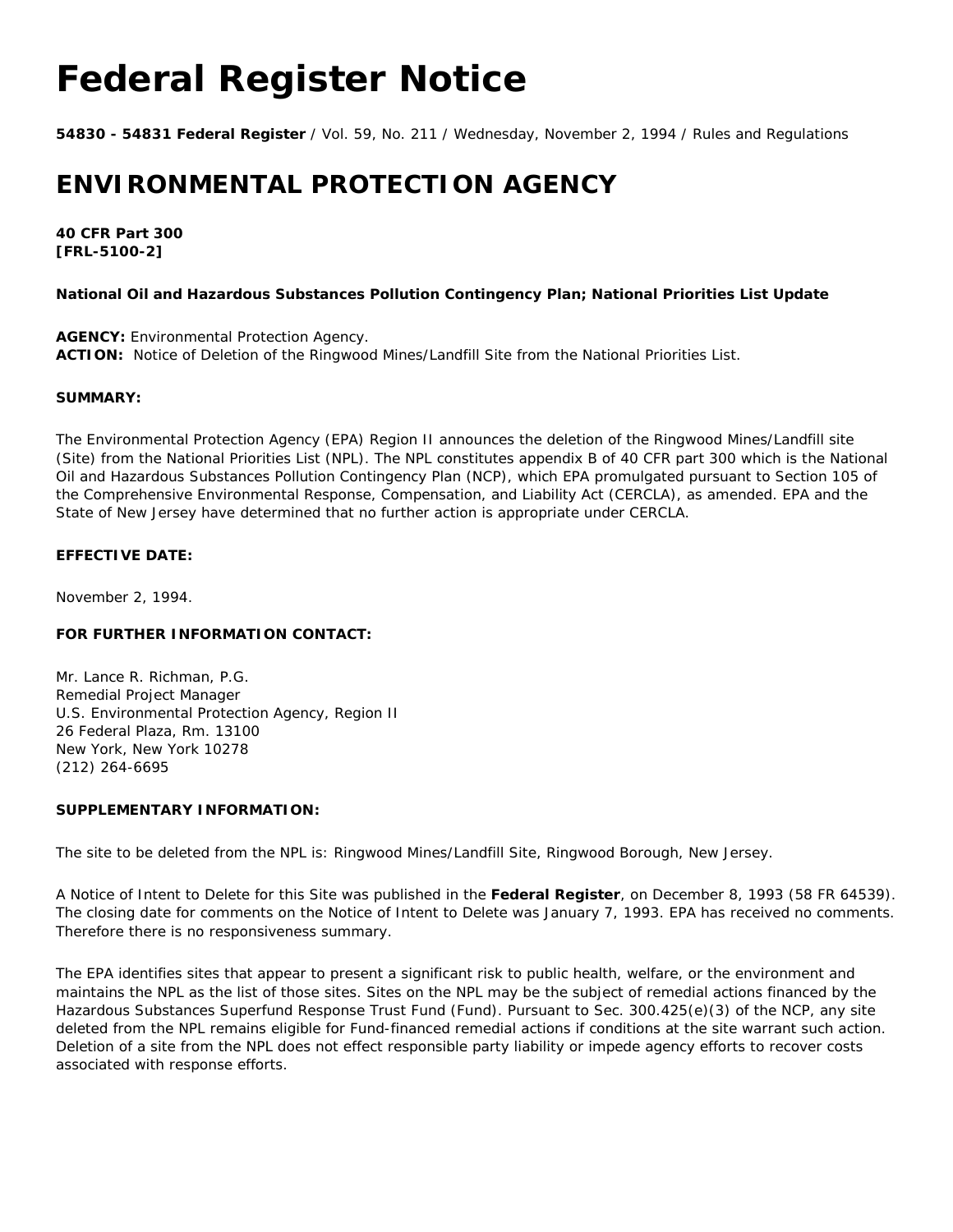# Federal Register Notice

**54830 - 54831 Federal Register** / Vol. 59, No. 211 / Wednesday, November 2, 1994 / Rules and Regulations

# ENVIRONMENTAL PROTECTION AGENCY

**40 CFR Part 300**
**[FRL-5100-2]**

**National Oil and Hazardous Substances Pollution Contingency Plan; National Priorities List Update**

**AGENCY:** Environmental Protection Agency.
**ACTION:** Notice of Deletion of the Ringwood Mines/Landfill Site from the National Priorities List.

**SUMMARY:**

The Environmental Protection Agency (EPA) Region II announces the deletion of the Ringwood Mines/Landfill site (Site) from the National Priorities List (NPL). The NPL constitutes appendix B of 40 CFR part 300 which is the National Oil and Hazardous Substances Pollution Contingency Plan (NCP), which EPA promulgated pursuant to Section 105 of the Comprehensive Environmental Response, Compensation, and Liability Act (CERCLA), as amended. EPA and the State of New Jersey have determined that no further action is appropriate under CERCLA.

**EFFECTIVE DATE:**

November 2, 1994.

**FOR FURTHER INFORMATION CONTACT:**

Mr. Lance R. Richman, P.G.
Remedial Project Manager
U.S. Environmental Protection Agency, Region II
26 Federal Plaza, Rm. 13100
New York, New York 10278
(212) 264-6695

**SUPPLEMENTARY INFORMATION:**

The site to be deleted from the NPL is: Ringwood Mines/Landfill Site, Ringwood Borough, New Jersey.

A Notice of Intent to Delete for this Site was published in the **Federal Register**, on December 8, 1993 (58 FR 64539). The closing date for comments on the Notice of Intent to Delete was January 7, 1993. EPA has received no comments. Therefore there is no responsiveness summary.

The EPA identifies sites that appear to present a significant risk to public health, welfare, or the environment and maintains the NPL as the list of those sites. Sites on the NPL may be the subject of remedial actions financed by the Hazardous Substances Superfund Response Trust Fund (Fund). Pursuant to Sec. 300.425(e)(3) of the NCP, any site deleted from the NPL remains eligible for Fund-financed remedial actions if conditions at the site warrant such action. Deletion of a site from the NPL does not effect responsible party liability or impede agency efforts to recover costs associated with response efforts.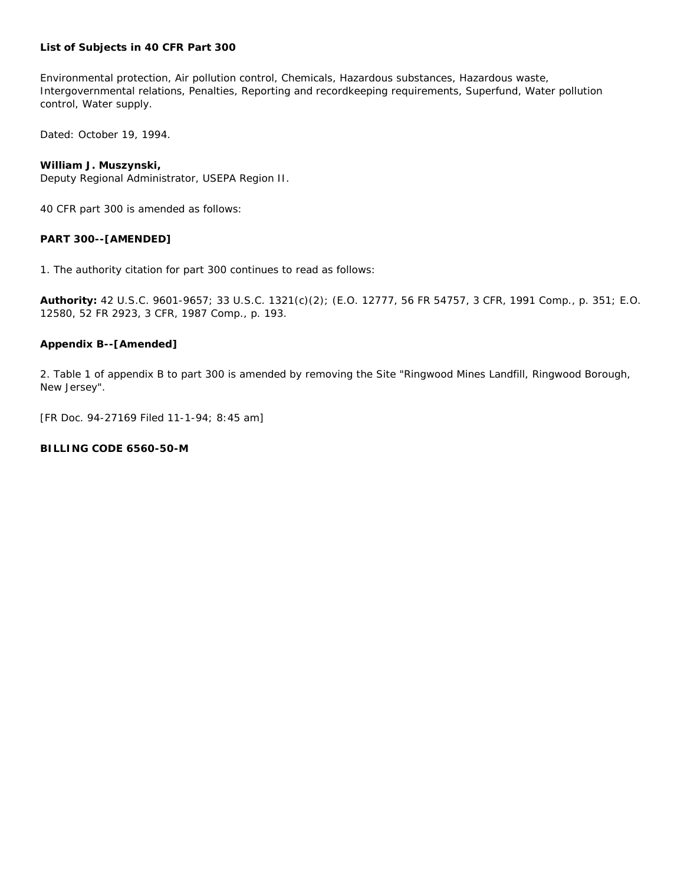**List of Subjects in 40 CFR Part 300**

Environmental protection, Air pollution control, Chemicals, Hazardous substances, Hazardous waste, Intergovernmental relations, Penalties, Reporting and recordkeeping requirements, Superfund, Water pollution control, Water supply.

Dated: October 19, 1994.

**William J. Muszynski,**
Deputy Regional Administrator, USEPA Region II.

40 CFR part 300 is amended as follows:

**PART 300--[AMENDED]**

1. The authority citation for part 300 continues to read as follows:

**Authority:** 42 U.S.C. 9601-9657; 33 U.S.C. 1321(c)(2); (E.O. 12777, 56 FR 54757, 3 CFR, 1991 Comp., p. 351; E.O. 12580, 52 FR 2923, 3 CFR, 1987 Comp., p. 193.

**Appendix B--[Amended]**

2. Table 1 of appendix B to part 300 is amended by removing the Site "Ringwood Mines Landfill, Ringwood Borough, New Jersey".

[FR Doc. 94-27169 Filed 11-1-94; 8:45 am]

**BILLING CODE 6560-50-M**